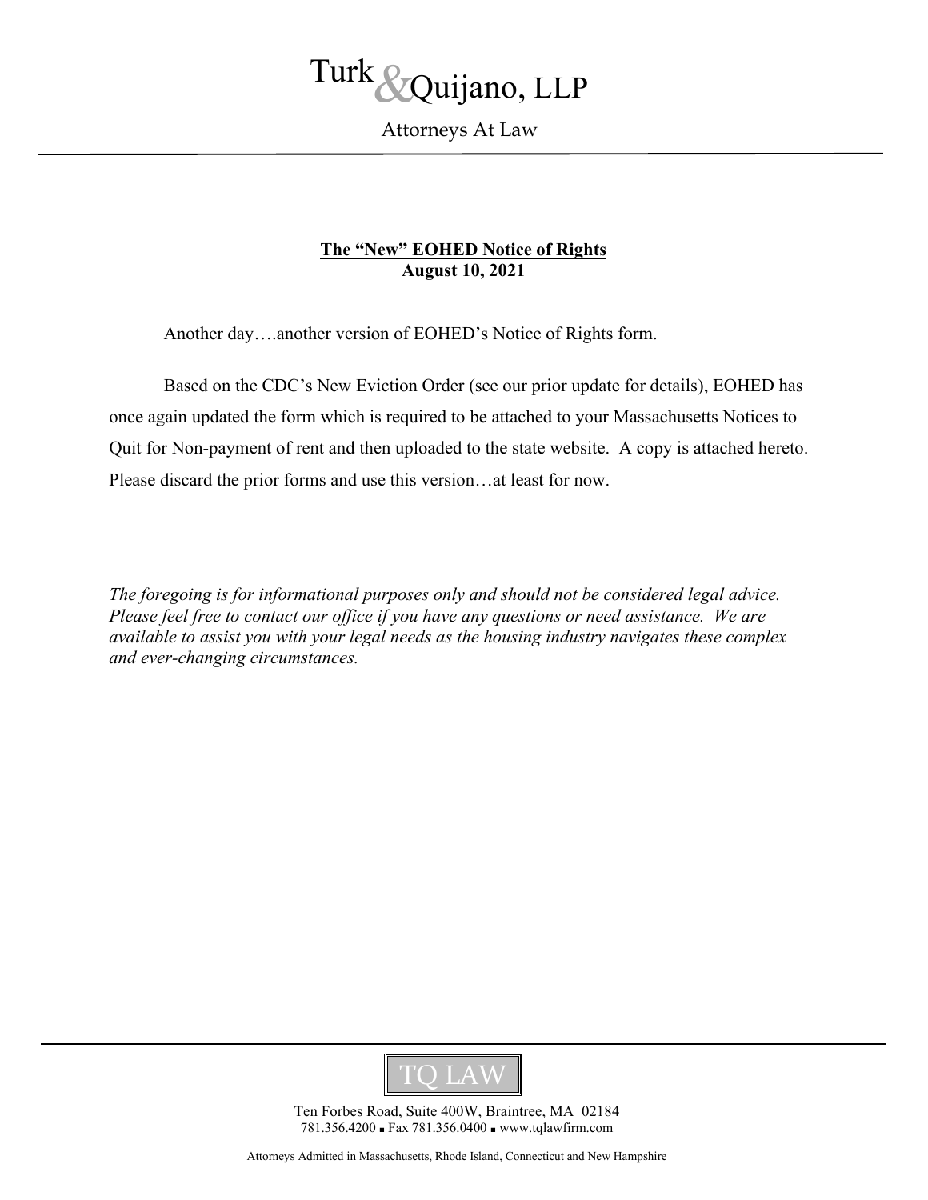# Turk & Quijano, LLP

Attorneys At Law

**The "New" EOHED Notice of Rights**
**August 10, 2021**

Another day….another version of EOHED's Notice of Rights form.

Based on the CDC's New Eviction Order (see our prior update for details), EOHED has once again updated the form which is required to be attached to your Massachusetts Notices to Quit for Non-payment of rent and then uploaded to the state website. A copy is attached hereto. Please discard the prior forms and use this version…at least for now.

*The foregoing is for informational purposes only and should not be considered legal advice. Please feel free to contact our office if you have any questions or need assistance. We are available to assist you with your legal needs as the housing industry navigates these complex and ever-changing circumstances.*

TQ LAW

Ten Forbes Road, Suite 400W, Braintree, MA 02184
781.356.4200 ▪ Fax 781.356.0400 ▪ www.tqlawfirm.com

Attorneys Admitted in Massachusetts, Rhode Island, Connecticut and New Hampshire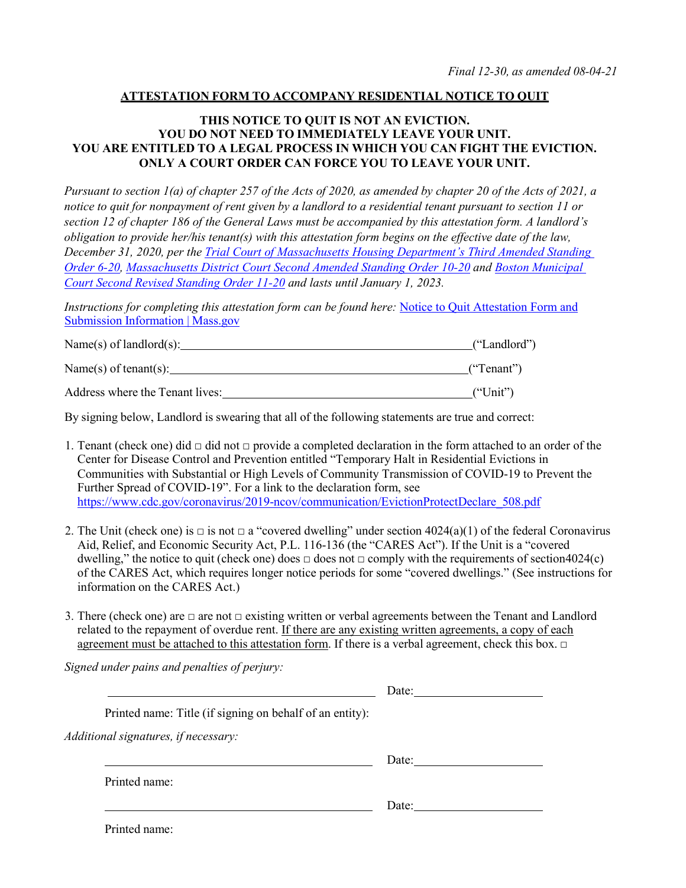*Final 12-30, as amended 08-04-21*

## ATTESTATION FORM TO ACCOMPANY RESIDENTIAL NOTICE TO QUIT

**THIS NOTICE TO QUIT IS NOT AN EVICTION.**
**YOU DO NOT NEED TO IMMEDIATELY LEAVE YOUR UNIT.**
**YOU ARE ENTITLED TO A LEGAL PROCESS IN WHICH YOU CAN FIGHT THE EVICTION.**
**ONLY A COURT ORDER CAN FORCE YOU TO LEAVE YOUR UNIT.**

*Pursuant to section 1(a) of chapter 257 of the Acts of 2020, as amended by chapter 20 of the Acts of 2021, a notice to quit for nonpayment of rent given by a landlord to a residential tenant pursuant to section 11 or section 12 of chapter 186 of the General Laws must be accompanied by this attestation form. A landlord's obligation to provide her/his tenant(s) with this attestation form begins on the effective date of the law, December 31, 2020, per the Trial Court of Massachusetts Housing Department's Third Amended Standing Order 6-20, Massachusetts District Court Second Amended Standing Order 10-20 and Boston Municipal Court Second Revised Standing Order 11-20 and lasts until January 1, 2023.*

*Instructions for completing this attestation form can be found here:* Notice to Quit Attestation Form and Submission Information | Mass.gov

Name(s) of landlord(s): ______________________________________________ ("Landlord")

Name(s) of tenant(s): ______________________________________________ ("Tenant")

Address where the Tenant lives: ______________________________________ ("Unit")

By signing below, Landlord is swearing that all of the following statements are true and correct:

1. Tenant (check one) did □ did not □ provide a completed declaration in the form attached to an order of the Center for Disease Control and Prevention entitled "Temporary Halt in Residential Evictions in Communities with Substantial or High Levels of Community Transmission of COVID-19 to Prevent the Further Spread of COVID-19". For a link to the declaration form, see https://www.cdc.gov/coronavirus/2019-ncov/communication/EvictionProtectDeclare_508.pdf

2. The Unit (check one) is □ is not □ a "covered dwelling" under section 4024(a)(1) of the federal Coronavirus Aid, Relief, and Economic Security Act, P.L. 116-136 (the "CARES Act"). If the Unit is a "covered dwelling," the notice to quit (check one) does □ does not □ comply with the requirements of section4024(c) of the CARES Act, which requires longer notice periods for some "covered dwellings." (See instructions for information on the CARES Act.)

3. There (check one) are □ are not □ existing written or verbal agreements between the Tenant and Landlord related to the repayment of overdue rent. If there are any existing written agreements, a copy of each agreement must be attached to this attestation form. If there is a verbal agreement, check this box. □

*Signed under pains and penalties of perjury:*

______________________________________________ Date: ____________________

Printed name: Title (if signing on behalf of an entity):

*Additional signatures, if necessary:*

______________________________________________ Date: ____________________

Printed name:

______________________________________________ Date: ____________________

Printed name: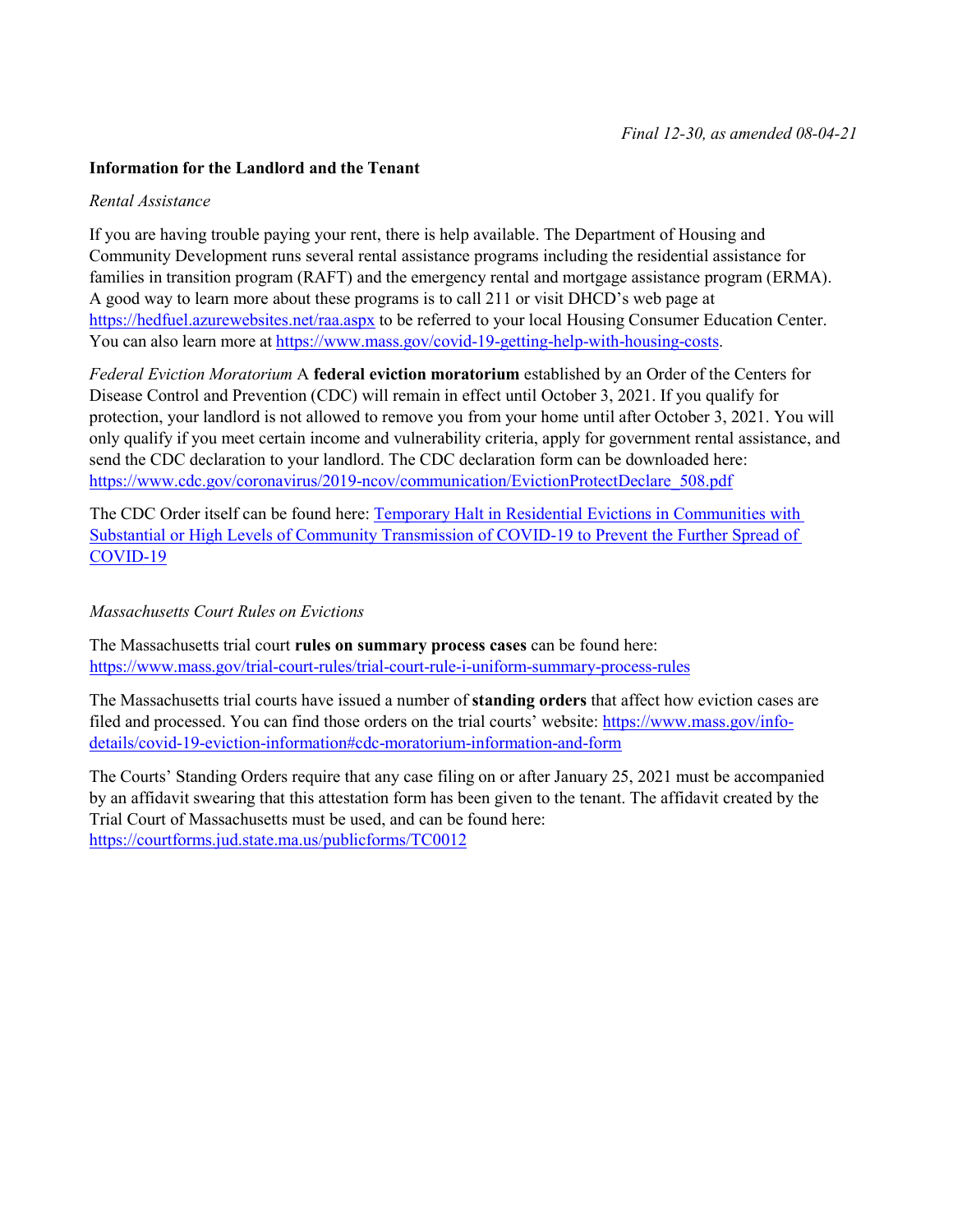*Final 12-30, as amended 08-04-21*

**Information for the Landlord and the Tenant**

*Rental Assistance*

If you are having trouble paying your rent, there is help available. The Department of Housing and Community Development runs several rental assistance programs including the residential assistance for families in transition program (RAFT) and the emergency rental and mortgage assistance program (ERMA). A good way to learn more about these programs is to call 211 or visit DHCD's web page at https://hedfuel.azurewebsites.net/raa.aspx to be referred to your local Housing Consumer Education Center. You can also learn more at https://www.mass.gov/covid-19-getting-help-with-housing-costs.

*Federal Eviction Moratorium* A **federal eviction moratorium** established by an Order of the Centers for Disease Control and Prevention (CDC) will remain in effect until October 3, 2021. If you qualify for protection, your landlord is not allowed to remove you from your home until after October 3, 2021. You will only qualify if you meet certain income and vulnerability criteria, apply for government rental assistance, and send the CDC declaration to your landlord. The CDC declaration form can be downloaded here: https://www.cdc.gov/coronavirus/2019-ncov/communication/EvictionProtectDeclare_508.pdf

The CDC Order itself can be found here: Temporary Halt in Residential Evictions in Communities with Substantial or High Levels of Community Transmission of COVID-19 to Prevent the Further Spread of COVID-19

*Massachusetts Court Rules on Evictions*

The Massachusetts trial court **rules on summary process cases** can be found here: https://www.mass.gov/trial-court-rules/trial-court-rule-i-uniform-summary-process-rules

The Massachusetts trial courts have issued a number of **standing orders** that affect how eviction cases are filed and processed. You can find those orders on the trial courts' website: https://www.mass.gov/info-details/covid-19-eviction-information#cdc-moratorium-information-and-form

The Courts' Standing Orders require that any case filing on or after January 25, 2021 must be accompanied by an affidavit swearing that this attestation form has been given to the tenant. The affidavit created by the Trial Court of Massachusetts must be used, and can be found here: https://courtforms.jud.state.ma.us/publicforms/TC0012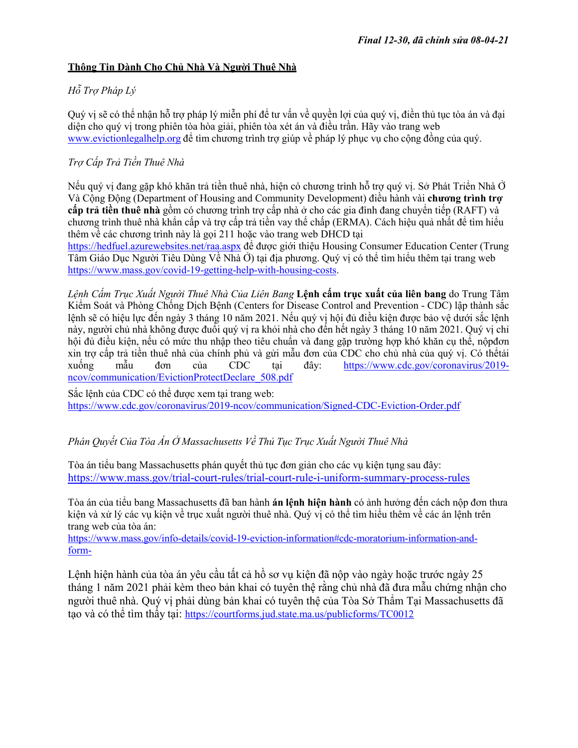*Final 12-30, đã chỉnh sửa 08-04-21*

**Thông Tin Dành Cho Chủ Nhà Và Người Thuê Nhà**

*Hỗ Trợ Pháp Lý*

Quý vị sẽ có thể nhận hỗ trợ pháp lý miễn phí để tư vấn về quyền lợi của quý vị, điền thủ tục tòa án và đại diện cho quý vị trong phiên tòa hòa giải, phiên tòa xét án và điều trần. Hãy vào trang web www.evictionlegalhelp.org để tìm chương trình trợ giúp về pháp lý phục vụ cho cộng đồng của quý.

*Trợ Cấp Trả Tiền Thuê Nhà*

Nếu quý vị đang gặp khó khăn trả tiền thuê nhà, hiện có chương trình hỗ trợ quý vị. Sở Phát Triển Nhà Ở Và Cộng Động (Department of Housing and Community Development) điều hành vài **chương trình trợ cấp trả tiền thuê nhà** gồm có chương trình trợ cấp nhà ở cho các gia đình đang chuyển tiếp (RAFT) và chương trình thuê nhà khẩn cấp và trợ cấp trả tiền vay thế chấp (ERMA). Cách hiệu quả nhất để tìm hiểu thêm về các chương trình này là gọi 211 hoặc vào trang web DHCD tại https://hedfuel.azurewebsites.net/raa.aspx để được giới thiệu Housing Consumer Education Center (Trung Tâm Giáo Dục Người Tiêu Dùng Về Nhà Ở) tại địa phương. Quý vị có thể tìm hiểu thêm tại trang web https://www.mass.gov/covid-19-getting-help-with-housing-costs.

*Lệnh Cấm Trục Xuất Người Thuê Nhà Của Liên Bang* **Lệnh cấm trục xuất của liên bang** do Trung Tâm Kiểm Soát và Phòng Chống Dịch Bệnh (Centers for Disease Control and Prevention - CDC) lập thành sắc lệnh sẽ có hiệu lực đến ngày 3 tháng 10 năm 2021. Nếu quý vị hội đủ điều kiện được bảo vệ dưới sắc lệnh này, người chủ nhà không được đuổi quý vị ra khỏi nhà cho đến hết ngày 3 tháng 10 năm 2021. Quý vị chỉ hội đủ điều kiện, nếu có mức thu nhập theo tiêu chuẩn và đang gặp trường hợp khó khăn cụ thể, nộpđơn xin trợ cấp trả tiền thuê nhà của chính phủ và gửi mẫu đơn của CDC cho chủ nhà của quý vị. Có thểtải xuống mẫu đơn của CDC tại đây: https://www.cdc.gov/coronavirus/2019-ncov/communication/EvictionProtectDeclare_508.pdf

Sắc lệnh của CDC có thể được xem tại trang web: https://www.cdc.gov/coronavirus/2019-ncov/communication/Signed-CDC-Eviction-Order.pdf

*Phán Quyết Của Tòa Án Ở Massachusetts Về Thủ Tục Trục Xuất Người Thuê Nhà*

Tòa án tiểu bang Massachusetts phán quyết thủ tục đơn giản cho các vụ kiện tụng sau đây: https://www.mass.gov/trial-court-rules/trial-court-rule-i-uniform-summary-process-rules

Tòa án của tiểu bang Massachusetts đã ban hành **án lệnh hiện hành** có ảnh hưởng đến cách nộp đơn thưa kiện và xử lý các vụ kiện về trục xuất người thuê nhà. Quý vị có thể tìm hiểu thêm về các án lệnh trên trang web của tòa án: https://www.mass.gov/info-details/covid-19-eviction-information#cdc-moratorium-information-and-form-

Lệnh hiện hành của tòa án yêu cầu tất cả hồ sơ vụ kiện đã nộp vào ngày hoặc trước ngày 25 tháng 1 năm 2021 phải kèm theo bản khai có tuyên thệ rằng chủ nhà đã đưa mẫu chứng nhận cho người thuê nhà. Quý vị phải dùng bản khai có tuyên thệ của Tòa Sở Thẩm Tại Massachusetts đã tạo và có thể tìm thấy tại: https://courtforms.jud.state.ma.us/publicforms/TC0012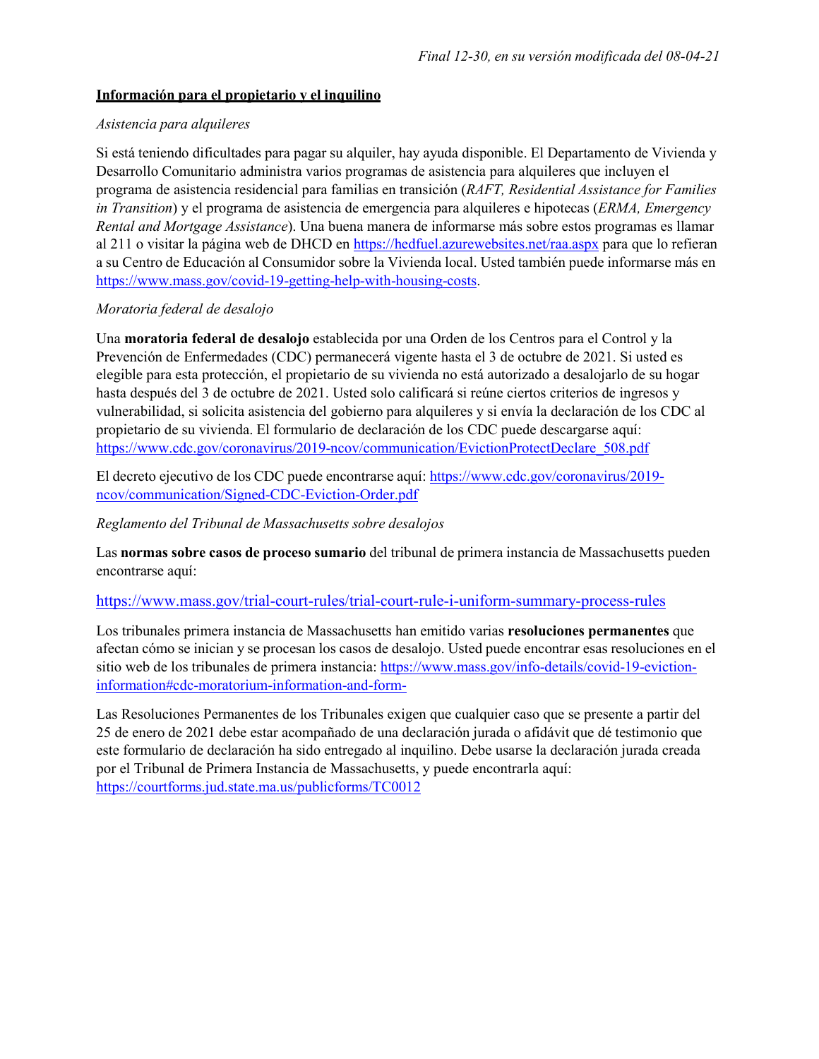*Final 12-30, en su versión modificada del 08-04-21*

**Información para el propietario y el inquilino**

*Asistencia para alquileres*

Si está teniendo dificultades para pagar su alquiler, hay ayuda disponible. El Departamento de Vivienda y Desarrollo Comunitario administra varios programas de asistencia para alquileres que incluyen el programa de asistencia residencial para familias en transición (*RAFT, Residential Assistance for Families in Transition*) y el programa de asistencia de emergencia para alquileres e hipotecas (*ERMA, Emergency Rental and Mortgage Assistance*). Una buena manera de informarse más sobre estos programas es llamar al 211 o visitar la página web de DHCD en https://hedfuel.azurewebsites.net/raa.aspx para que lo refieran a su Centro de Educación al Consumidor sobre la Vivienda local. Usted también puede informarse más en https://www.mass.gov/covid-19-getting-help-with-housing-costs.

*Moratoria federal de desalojo*

Una **moratoria federal de desalojo** establecida por una Orden de los Centros para el Control y la Prevención de Enfermedades (CDC) permanecerá vigente hasta el 3 de octubre de 2021. Si usted es elegible para esta protección, el propietario de su vivienda no está autorizado a desalojarlo de su hogar hasta después del 3 de octubre de 2021. Usted solo calificará si reúne ciertos criterios de ingresos y vulnerabilidad, si solicita asistencia del gobierno para alquileres y si envía la declaración de los CDC al propietario de su vivienda. El formulario de declaración de los CDC puede descargarse aquí: https://www.cdc.gov/coronavirus/2019-ncov/communication/EvictionProtectDeclare_508.pdf

El decreto ejecutivo de los CDC puede encontrarse aquí: https://www.cdc.gov/coronavirus/2019-ncov/communication/Signed-CDC-Eviction-Order.pdf

*Reglamento del Tribunal de Massachusetts sobre desalojos*

Las **normas sobre casos de proceso sumario** del tribunal de primera instancia de Massachusetts pueden encontrarse aquí:

https://www.mass.gov/trial-court-rules/trial-court-rule-i-uniform-summary-process-rules

Los tribunales primera instancia de Massachusetts han emitido varias **resoluciones permanentes** que afectan cómo se inician y se procesan los casos de desalojo. Usted puede encontrar esas resoluciones en el sitio web de los tribunales de primera instancia: https://www.mass.gov/info-details/covid-19-eviction-information#cdc-moratorium-information-and-form-

Las Resoluciones Permanentes de los Tribunales exigen que cualquier caso que se presente a partir del 25 de enero de 2021 debe estar acompañado de una declaración jurada o afidávit que dé testimonio que este formulario de declaración ha sido entregado al inquilino. Debe usarse la declaración jurada creada por el Tribunal de Primera Instancia de Massachusetts, y puede encontrarla aquí: https://courtforms.jud.state.ma.us/publicforms/TC0012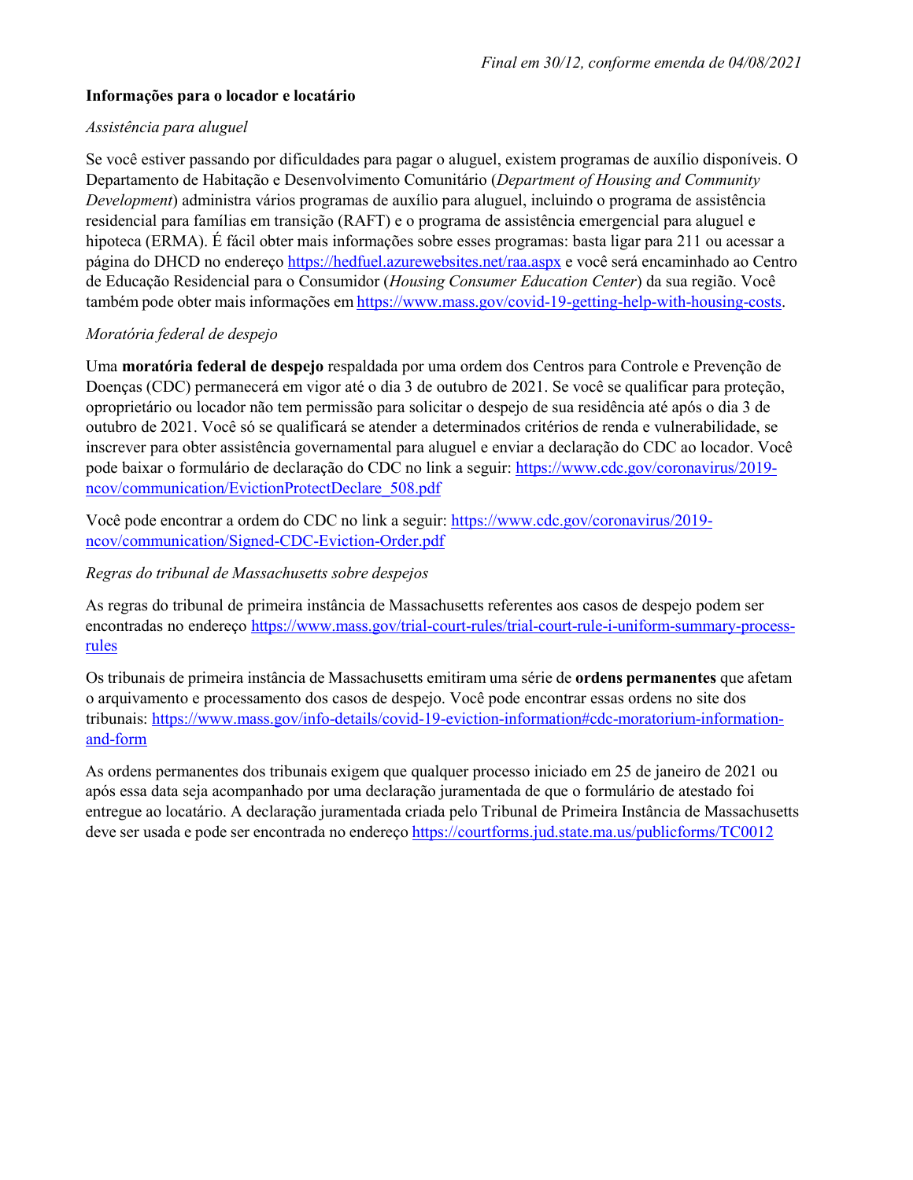*Final em 30/12, conforme emenda de 04/08/2021*

**Informações para o locador e locatário**

*Assistência para aluguel*

Se você estiver passando por dificuldades para pagar o aluguel, existem programas de auxílio disponíveis. O Departamento de Habitação e Desenvolvimento Comunitário (*Department of Housing and Community Development*) administra vários programas de auxílio para aluguel, incluindo o programa de assistência residencial para famílias em transição (RAFT) e o programa de assistência emergencial para aluguel e hipoteca (ERMA). É fácil obter mais informações sobre esses programas: basta ligar para 211 ou acessar a página do DHCD no endereço https://hedfuel.azurewebsites.net/raa.aspx e você será encaminhado ao Centro de Educação Residencial para o Consumidor (*Housing Consumer Education Center*) da sua região. Você também pode obter mais informações em https://www.mass.gov/covid-19-getting-help-with-housing-costs.

*Moratória federal de despejo*

Uma **moratória federal de despejo** respaldada por uma ordem dos Centros para Controle e Prevenção de Doenças (CDC) permanecerá em vigor até o dia 3 de outubro de 2021. Se você se qualificar para proteção, oproprietário ou locador não tem permissão para solicitar o despejo de sua residência até após o dia 3 de outubro de 2021. Você só se qualificará se atender a determinados critérios de renda e vulnerabilidade, se inscrever para obter assistência governamental para aluguel e enviar a declaração do CDC ao locador. Você pode baixar o formulário de declaração do CDC no link a seguir: https://www.cdc.gov/coronavirus/2019-ncov/communication/EvictionProtectDeclare_508.pdf

Você pode encontrar a ordem do CDC no link a seguir: https://www.cdc.gov/coronavirus/2019-ncov/communication/Signed-CDC-Eviction-Order.pdf

*Regras do tribunal de Massachusetts sobre despejos*

As regras do tribunal de primeira instância de Massachusetts referentes aos casos de despejo podem ser encontradas no endereço https://www.mass.gov/trial-court-rules/trial-court-rule-i-uniform-summary-process-rules

Os tribunais de primeira instância de Massachusetts emitiram uma série de **ordens permanentes** que afetam o arquivamento e processamento dos casos de despejo. Você pode encontrar essas ordens no site dos tribunais: https://www.mass.gov/info-details/covid-19-eviction-information#cdc-moratorium-information-and-form

As ordens permanentes dos tribunais exigem que qualquer processo iniciado em 25 de janeiro de 2021 ou após essa data seja acompanhado por uma declaração juramentada de que o formulário de atestado foi entregue ao locatário. A declaração juramentada criada pelo Tribunal de Primeira Instância de Massachusetts deve ser usada e pode ser encontrada no endereço https://courtforms.jud.state.ma.us/publicforms/TC0012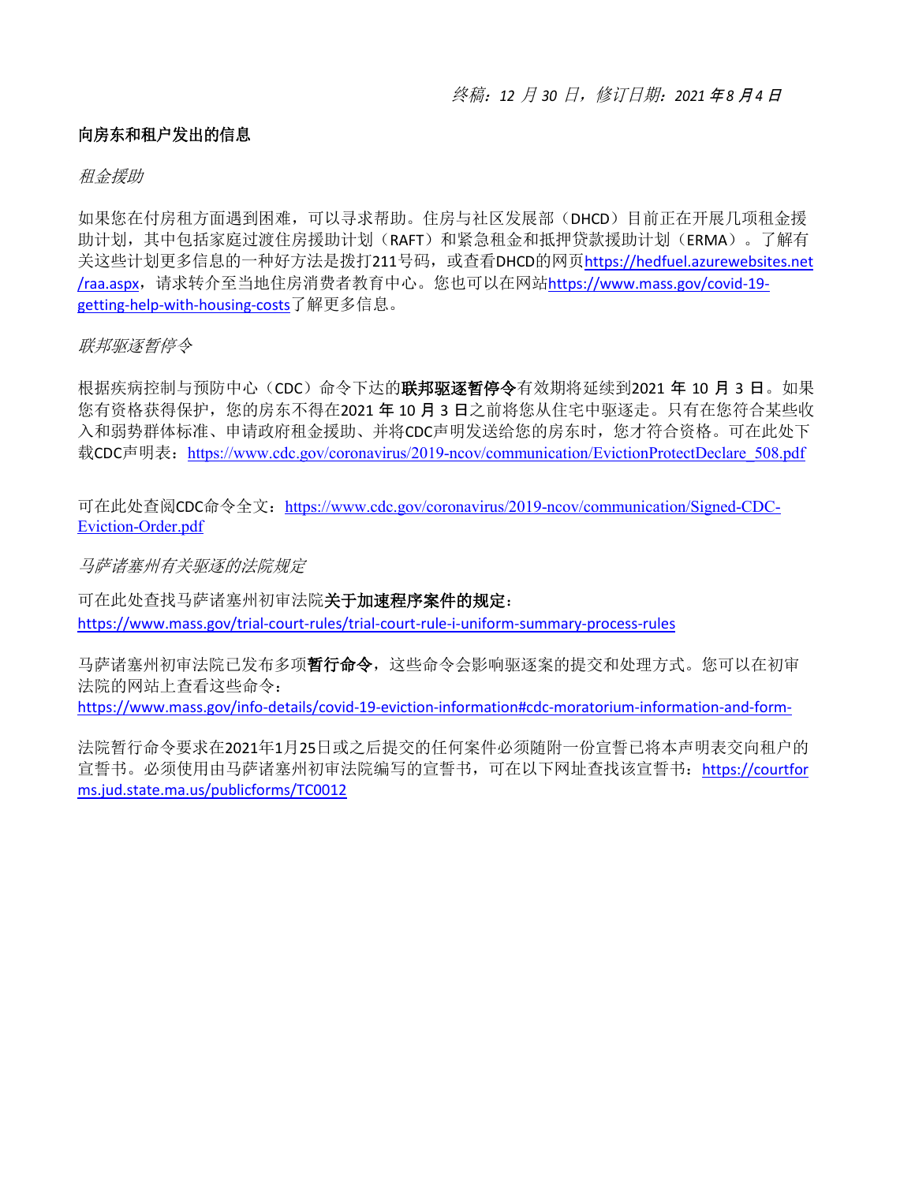*终稿：12 月 30 日，修订日期：2021 年 8 月 4 日*

**向房东和租户发出的信息**

*租金援助*

如果您在付房租方面遇到困难，可以寻求帮助。住房与社区发展部（DHCD）目前正在开展几项租金援助计划，其中包括家庭过渡住房援助计划（RAFT）和紧急租金和抵押贷款援助计划（ERMA）。了解有关这些计划更多信息的一种好方法是拨打211号码，或查看DHCD的网页https://hedfuel.azurewebsites.net/raa.aspx，请求转介至当地住房消费者教育中心。您也可以在网站https://www.mass.gov/covid-19-getting-help-with-housing-costs了解更多信息。

*联邦驱逐暂停令*

根据疾病控制与预防中心（CDC）命令下达的**联邦驱逐暂停令**有效期将延续到2021 年 10 月 3 日。如果您有资格获得保护，您的房东不得在2021 年 10 月 3 日之前将您从住宅中驱逐走。只有在您符合某些收入和弱势群体标准、申请政府租金援助、并将CDC声明发送给您的房东时，您才符合资格。可在此处下载CDC声明表：https://www.cdc.gov/coronavirus/2019-ncov/communication/EvictionProtectDeclare_508.pdf

可在此处查阅CDC命令全文：https://www.cdc.gov/coronavirus/2019-ncov/communication/Signed-CDC-Eviction-Order.pdf

*马萨诸塞州有关驱逐的法院规定*

可在此处查找马萨诸塞州初审法院**关于加速程序案件的规定**：
https://www.mass.gov/trial-court-rules/trial-court-rule-i-uniform-summary-process-rules

马萨诸塞州初审法院已发布多项**暂行命令**，这些命令会影响驱逐案的提交和处理方式。您可以在初审法院的网站上查看这些命令：
https://www.mass.gov/info-details/covid-19-eviction-information#cdc-moratorium-information-and-form-

法院暂行命令要求在2021年1月25日或之后提交的任何案件必须随附一份宣誓已将本声明表交向租户的宣誓书。必须使用由马萨诸塞州初审法院编写的宣誓书，可在以下网址查找该宣誓书：https://courtforms.jud.state.ma.us/publicforms/TC0012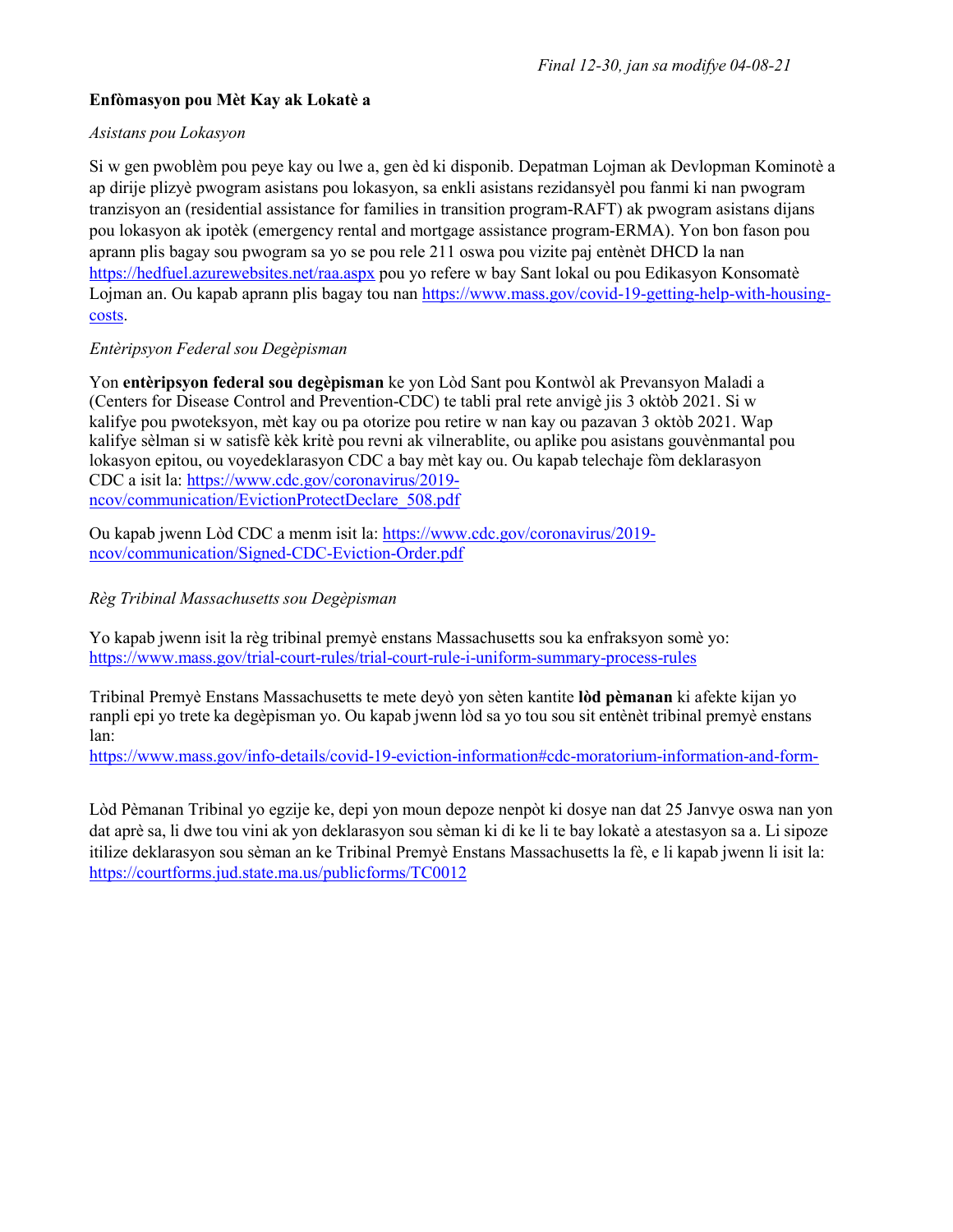*Final 12-30, jan sa modifye 04-08-21*

**Enfòmasyon pou Mèt Kay ak Lokatè a**

*Asistans pou Lokasyon*

Si w gen pwoblèm pou peye kay ou lwe a, gen èd ki disponib. Depatman Lojman ak Devlopman Kominotè a ap dirije plizyè pwogram asistans pou lokasyon, sa enkli asistans rezidansyèl pou fanmi ki nan pwogram tranzisyon an (residential assistance for families in transition program-RAFT) ak pwogram asistans dijans pou lokasyon ak ipotèk (emergency rental and mortgage assistance program-ERMA). Yon bon fason pou aprann plis bagay sou pwogram sa yo se pou rele 211 oswa pou vizite paj entènèt DHCD la nan https://hedfuel.azurewebsites.net/raa.aspx pou yo refere w bay Sant lokal ou pou Edikasyon Konsomatè Lojman an. Ou kapab aprann plis bagay tou nan https://www.mass.gov/covid-19-getting-help-with-housing-costs.

*Entèripsyon Federal sou Degèpisman*

Yon **entèripsyon federal sou degèpisman** ke yon Lòd Sant pou Kontwòl ak Prevansyon Maladi a (Centers for Disease Control and Prevention-CDC) te tabli pral rete anvigè jis 3 oktòb 2021. Si w kalifye pou pwoteksyon, mèt kay ou pa otorize pou retire w nan kay ou pazavan 3 oktòb 2021. Wap kalifye sèlman si w satisfè kèk kritè pou revni ak vilnerablite, ou aplike pou asistans gouvènmantal pou lokasyon epitou, ou voyedeklarasyon CDC a bay mèt kay ou. Ou kapab telechaje fòm deklarasyon CDC a isit la: https://www.cdc.gov/coronavirus/2019-ncov/communication/EvictionProtectDeclare_508.pdf

Ou kapab jwenn Lòd CDC a menm isit la: https://www.cdc.gov/coronavirus/2019-ncov/communication/Signed-CDC-Eviction-Order.pdf

*Règ Tribinal Massachusetts sou Degèpisman*

Yo kapab jwenn isit la règ tribinal premyè enstans Massachusetts sou ka enfraksyon somè yo: https://www.mass.gov/trial-court-rules/trial-court-rule-i-uniform-summary-process-rules

Tribinal Premyè Enstans Massachusetts te mete deyò yon sèten kantite **lòd pèmanan** ki afekte kijan yo ranpli epi yo trete ka degèpisman yo. Ou kapab jwenn lòd sa yo tou sou sit entènèt tribinal premyè enstans lan:
https://www.mass.gov/info-details/covid-19-eviction-information#cdc-moratorium-information-and-form-

Lòd Pèmanan Tribinal yo egzije ke, depi yon moun depoze nenpòt ki dosye nan dat 25 Janvye oswa nan yon dat aprè sa, li dwe tou vini ak yon deklarasyon sou sèman ki di ke li te bay lokatè a atestasyon sa a. Li sipoze itilize deklarasyon sou sèman an ke Tribinal Premyè Enstans Massachusetts la fè, e li kapab jwenn li isit la: https://courtforms.jud.state.ma.us/publicforms/TC0012